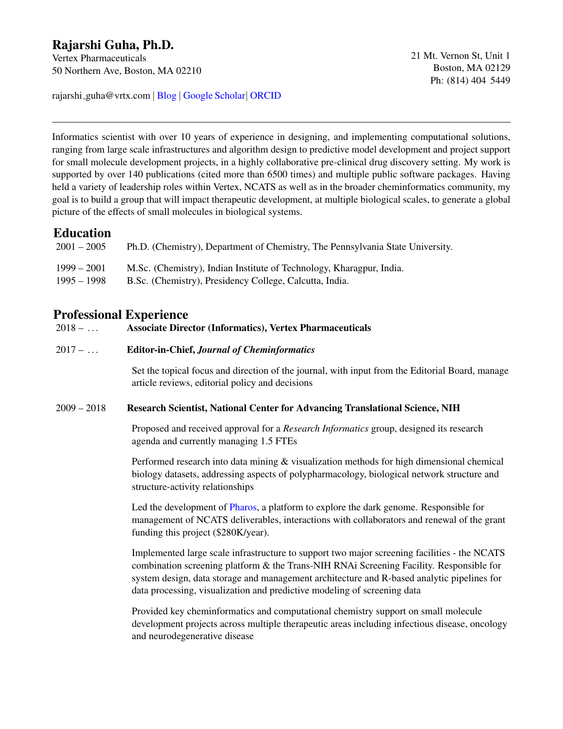# Rajarshi Guha, Ph.D.

Vertex Pharmaceuticals
50 Northern Ave, Boston, MA 02210

21 Mt. Vernon St, Unit 1
Boston, MA 02129
Ph: (814) 404 5449

rajarshi_guha@vrtx.com | Blog | Google Scholar| ORCID

---

Informatics scientist with over 10 years of experience in designing, and implementing computational solutions, ranging from large scale infrastructures and algorithm design to predictive model development and project support for small molecule development projects, in a highly collaborative pre-clinical drug discovery setting. My work is supported by over 140 publications (cited more than 6500 times) and multiple public software packages. Having held a variety of leadership roles within Vertex, NCATS as well as in the broader cheminformatics community, my goal is to build a group that will impact therapeutic development, at multiple biological scales, to generate a global picture of the effects of small molecules in biological systems.

## Education

2001 – 2005 Ph.D. (Chemistry), Department of Chemistry, The Pennsylvania State University.

1999 – 2001 M.Sc. (Chemistry), Indian Institute of Technology, Kharagpur, India.

1995 – 1998 B.Sc. (Chemistry), Presidency College, Calcutta, India.

## Professional Experience

2018 – … **Associate Director (Informatics), Vertex Pharmaceuticals**

2017 – … **Editor-in-Chief, *Journal of Cheminformatics***

Set the topical focus and direction of the journal, with input from the Editorial Board, manage article reviews, editorial policy and decisions

2009 – 2018 **Research Scientist, National Center for Advancing Translational Science, NIH**

Proposed and received approval for a *Research Informatics* group, designed its research agenda and currently managing 1.5 FTEs

Performed research into data mining & visualization methods for high dimensional chemical biology datasets, addressing aspects of polypharmacology, biological network structure and structure-activity relationships

Led the development of Pharos, a platform to explore the dark genome. Responsible for management of NCATS deliverables, interactions with collaborators and renewal of the grant funding this project ($280K/year).

Implemented large scale infrastructure to support two major screening facilities - the NCATS combination screening platform & the Trans-NIH RNAi Screening Facility. Responsible for system design, data storage and management architecture and R-based analytic pipelines for data processing, visualization and predictive modeling of screening data

Provided key cheminformatics and computational chemistry support on small molecule development projects across multiple therapeutic areas including infectious disease, oncology and neurodegenerative disease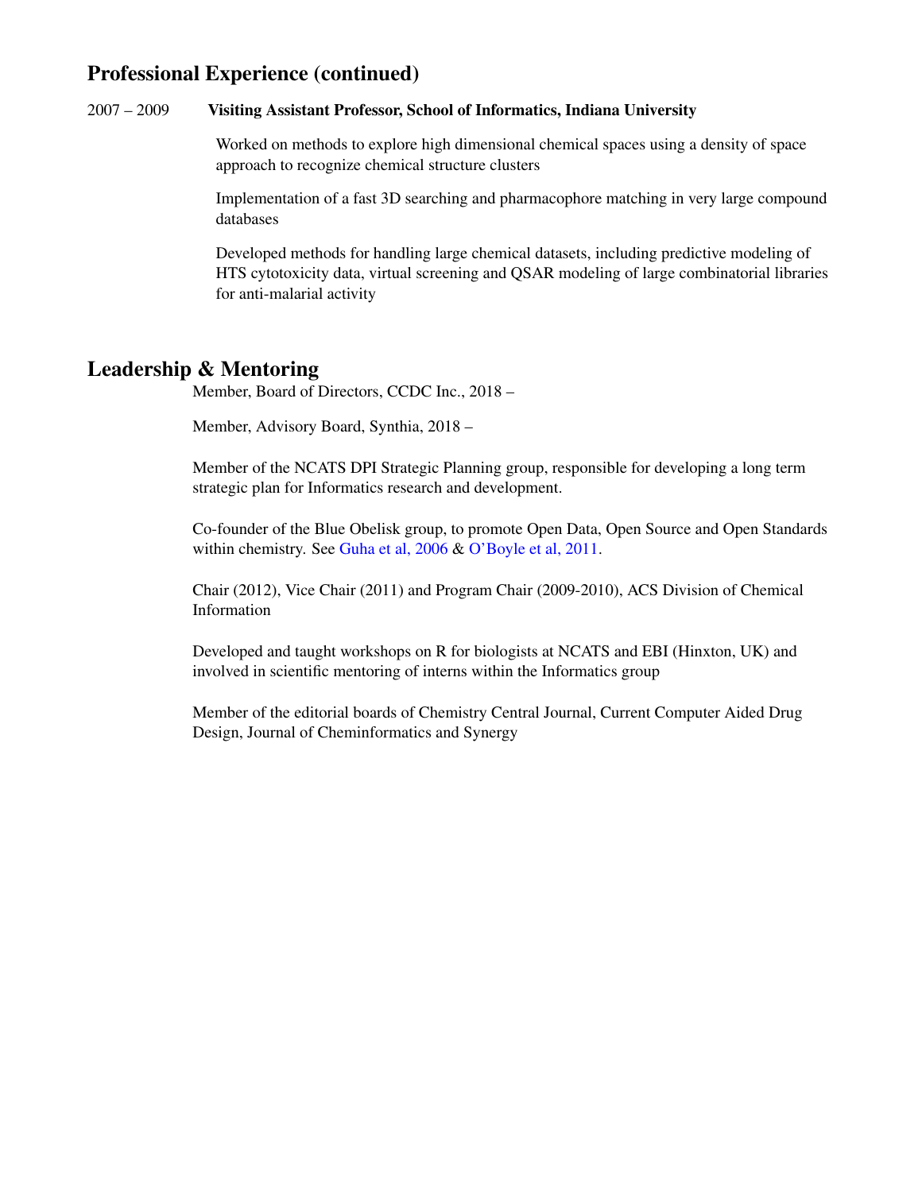## Professional Experience (continued)

2007 – 2009 **Visiting Assistant Professor, School of Informatics, Indiana University**

Worked on methods to explore high dimensional chemical spaces using a density of space approach to recognize chemical structure clusters

Implementation of a fast 3D searching and pharmacophore matching in very large compound databases

Developed methods for handling large chemical datasets, including predictive modeling of HTS cytotoxicity data, virtual screening and QSAR modeling of large combinatorial libraries for anti-malarial activity

## Leadership & Mentoring

Member, Board of Directors, CCDC Inc., 2018 –

Member, Advisory Board, Synthia, 2018 –

Member of the NCATS DPI Strategic Planning group, responsible for developing a long term strategic plan for Informatics research and development.

Co-founder of the Blue Obelisk group, to promote Open Data, Open Source and Open Standards within chemistry. See Guha et al, 2006 & O'Boyle et al, 2011.

Chair (2012), Vice Chair (2011) and Program Chair (2009-2010), ACS Division of Chemical Information

Developed and taught workshops on R for biologists at NCATS and EBI (Hinxton, UK) and involved in scientific mentoring of interns within the Informatics group

Member of the editorial boards of Chemistry Central Journal, Current Computer Aided Drug Design, Journal of Cheminformatics and Synergy